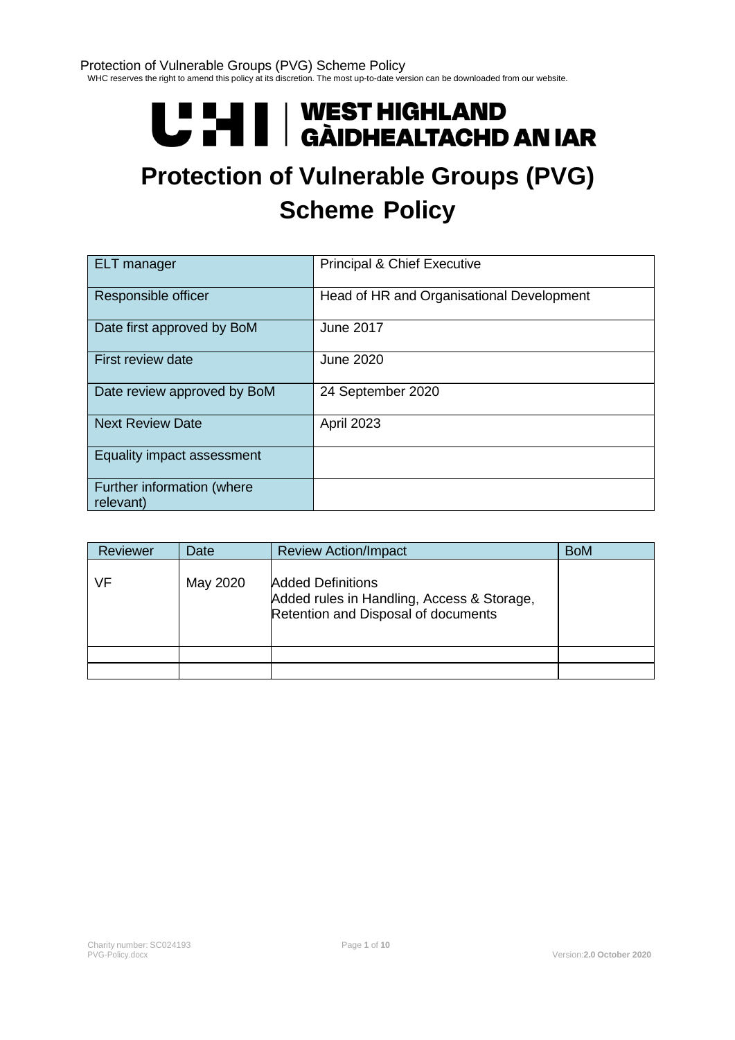# Protection of Vulnerable Groups (PVG) Scheme Policy

WHC reserves the right to amend this policy at its discretion. The most up-to-date version can be downloaded from our website.

UHI | WEST HIGHLAND GÀIDHEALTACHD AN IAR

| | |
|---|---|
| ELT manager | Principal & Chief Executive |
| Responsible officer | Head of HR and Organisational Development |
| Date first approved by BoM | June 2017 |
| First review date | June 2020 |
| Date review approved by BoM | 24 September 2020 |
| Next Review Date | April 2023 |
| Equality impact assessment | |
| Further information (where relevant) | |

| Reviewer | Date | Review Action/Impact | BoM |
|---|---|---|---|
| VF | May 2020 | Added Definitions<br>Added rules in Handling, Access & Storage, Retention and Disposal of documents | |
| | | | |
| | | | |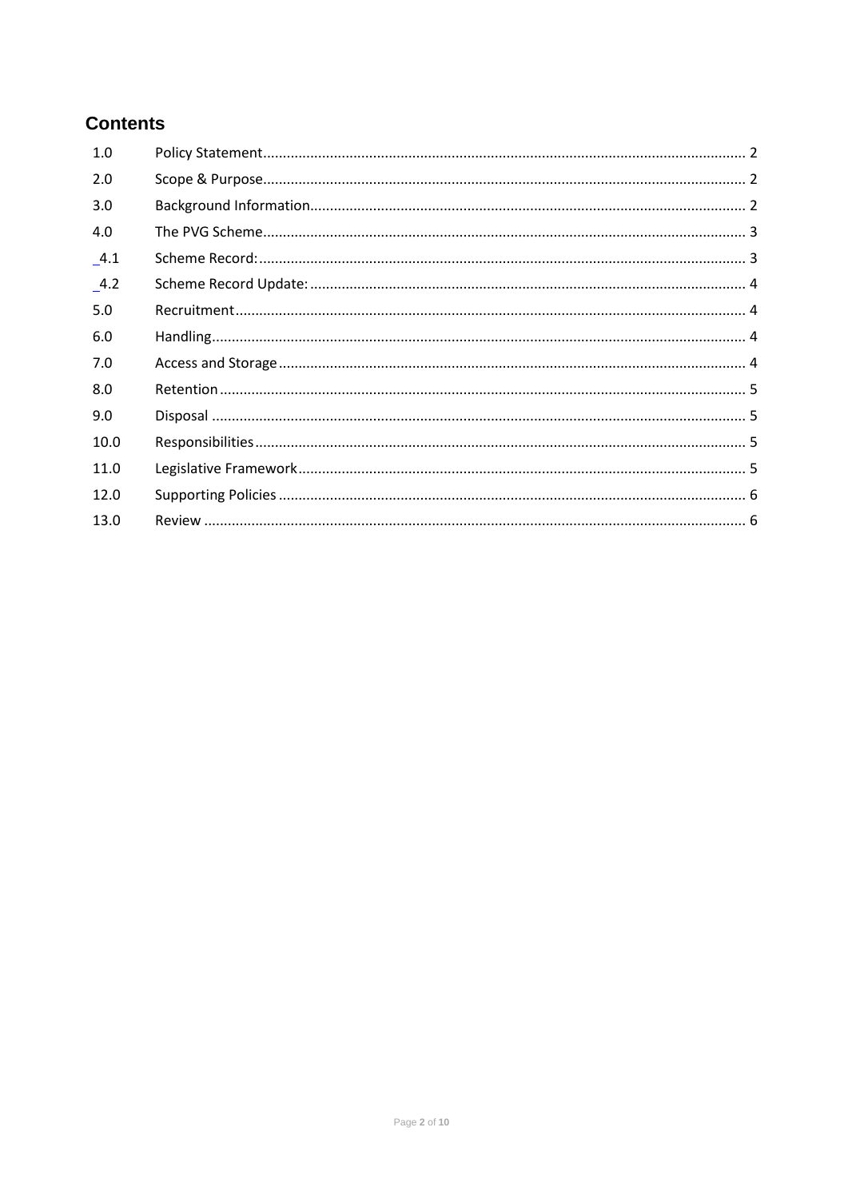## Contents

| | | |
|---|---|---|
| 1.0 | Policy Statement | 2 |
| 2.0 | Scope & Purpose | 2 |
| 3.0 | Background Information | 2 |
| 4.0 | The PVG Scheme | 3 |
| 4.1 | Scheme Record: | 3 |
| 4.2 | Scheme Record Update: | 4 |
| 5.0 | Recruitment | 4 |
| 6.0 | Handling | 4 |
| 7.0 | Access and Storage | 4 |
| 8.0 | Retention | 5 |
| 9.0 | Disposal | 5 |
| 10.0 | Responsibilities | 5 |
| 11.0 | Legislative Framework | 5 |
| 12.0 | Supporting Policies | 6 |
| 13.0 | Review | 6 |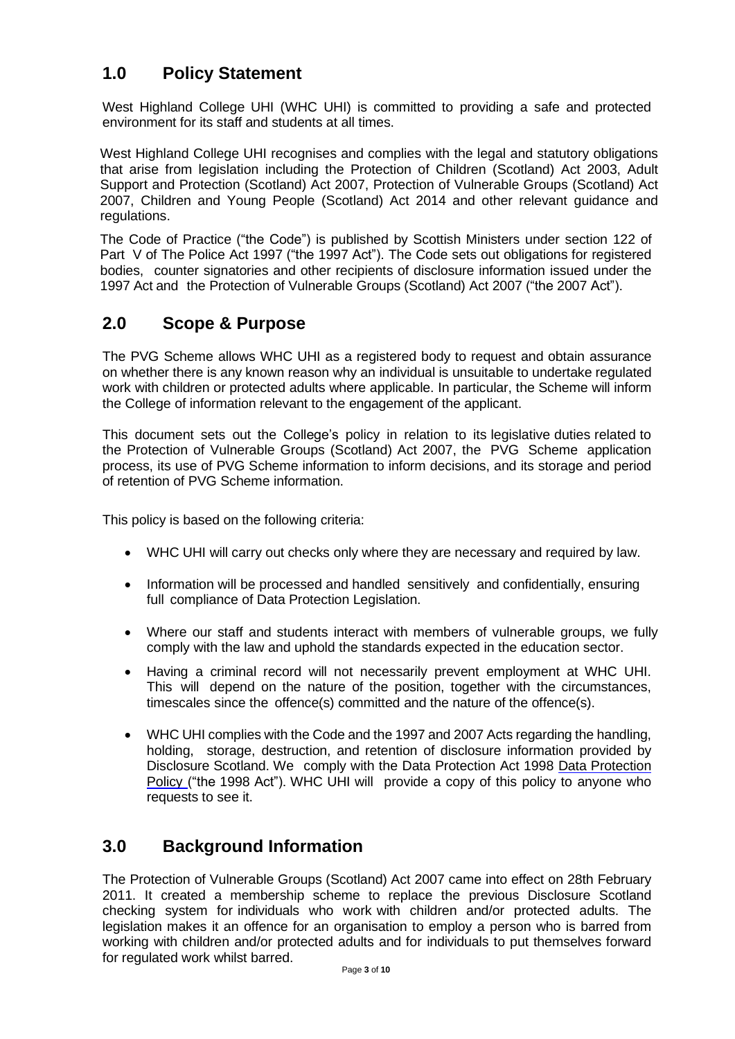## 1.0 Policy Statement

West Highland College UHI (WHC UHI) is committed to providing a safe and protected environment for its staff and students at all times.

West Highland College UHI recognises and complies with the legal and statutory obligations that arise from legislation including the Protection of Children (Scotland) Act 2003, Adult Support and Protection (Scotland) Act 2007, Protection of Vulnerable Groups (Scotland) Act 2007, Children and Young People (Scotland) Act 2014 and other relevant guidance and regulations.

The Code of Practice ("the Code") is published by Scottish Ministers under section 122 of Part V of The Police Act 1997 ("the 1997 Act"). The Code sets out obligations for registered bodies, counter signatories and other recipients of disclosure information issued under the 1997 Act and the Protection of Vulnerable Groups (Scotland) Act 2007 ("the 2007 Act").

## 2.0 Scope & Purpose

The PVG Scheme allows WHC UHI as a registered body to request and obtain assurance on whether there is any known reason why an individual is unsuitable to undertake regulated work with children or protected adults where applicable. In particular, the Scheme will inform the College of information relevant to the engagement of the applicant.

This document sets out the College's policy in relation to its legislative duties related to the Protection of Vulnerable Groups (Scotland) Act 2007, the PVG Scheme application process, its use of PVG Scheme information to inform decisions, and its storage and period of retention of PVG Scheme information.

This policy is based on the following criteria:

- WHC UHI will carry out checks only where they are necessary and required by law.
- Information will be processed and handled sensitively and confidentially, ensuring full compliance of Data Protection Legislation.
- Where our staff and students interact with members of vulnerable groups, we fully comply with the law and uphold the standards expected in the education sector.
- Having a criminal record will not necessarily prevent employment at WHC UHI. This will depend on the nature of the position, together with the circumstances, timescales since the offence(s) committed and the nature of the offence(s).
- WHC UHI complies with the Code and the 1997 and 2007 Acts regarding the handling, holding, storage, destruction, and retention of disclosure information provided by Disclosure Scotland. We comply with the Data Protection Act 1998 Data Protection Policy ("the 1998 Act"). WHC UHI will provide a copy of this policy to anyone who requests to see it.

## 3.0 Background Information

The Protection of Vulnerable Groups (Scotland) Act 2007 came into effect on 28th February 2011. It created a membership scheme to replace the previous Disclosure Scotland checking system for individuals who work with children and/or protected adults. The legislation makes it an offence for an organisation to employ a person who is barred from working with children and/or protected adults and for individuals to put themselves forward for regulated work whilst barred.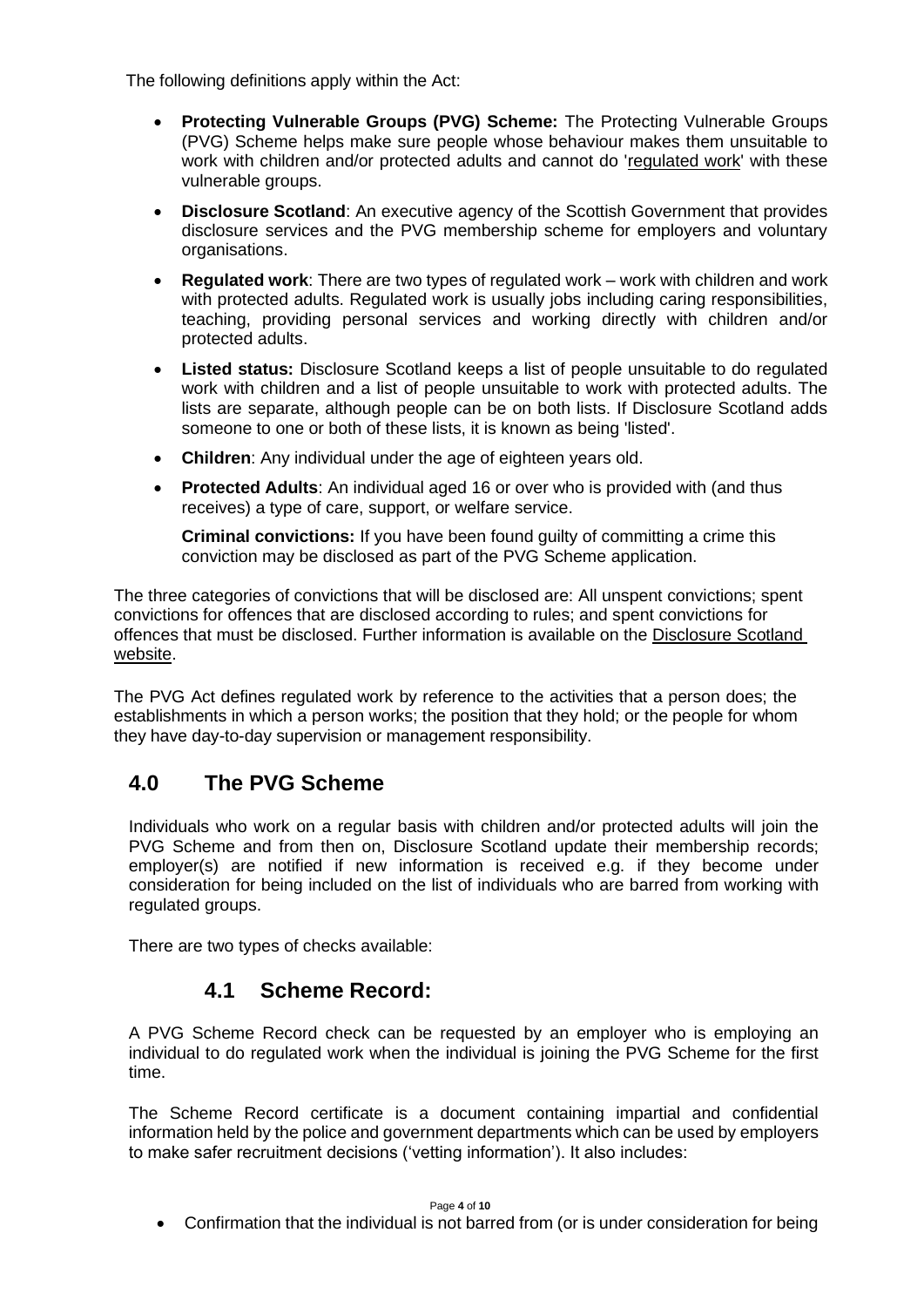The following definitions apply within the Act:

- **Protecting Vulnerable Groups (PVG) Scheme:** The Protecting Vulnerable Groups (PVG) Scheme helps make sure people whose behaviour makes them unsuitable to work with children and/or protected adults and cannot do 'regulated work' with these vulnerable groups.
- **Disclosure Scotland**: An executive agency of the Scottish Government that provides disclosure services and the PVG membership scheme for employers and voluntary organisations.
- **Regulated work**: There are two types of regulated work – work with children and work with protected adults. Regulated work is usually jobs including caring responsibilities, teaching, providing personal services and working directly with children and/or protected adults.
- **Listed status:** Disclosure Scotland keeps a list of people unsuitable to do regulated work with children and a list of people unsuitable to work with protected adults. The lists are separate, although people can be on both lists. If Disclosure Scotland adds someone to one or both of these lists, it is known as being 'listed'.
- **Children**: Any individual under the age of eighteen years old.
- **Protected Adults**: An individual aged 16 or over who is provided with (and thus receives) a type of care, support, or welfare service.

  **Criminal convictions:** If you have been found guilty of committing a crime this conviction may be disclosed as part of the PVG Scheme application.

The three categories of convictions that will be disclosed are: All unspent convictions; spent convictions for offences that are disclosed according to rules; and spent convictions for offences that must be disclosed. Further information is available on the Disclosure Scotland website.

The PVG Act defines regulated work by reference to the activities that a person does; the establishments in which a person works; the position that they hold; or the people for whom they have day-to-day supervision or management responsibility.

## 4.0 The PVG Scheme

Individuals who work on a regular basis with children and/or protected adults will join the PVG Scheme and from then on, Disclosure Scotland update their membership records; employer(s) are notified if new information is received e.g. if they become under consideration for being included on the list of individuals who are barred from working with regulated groups.

There are two types of checks available:

### 4.1 Scheme Record:

A PVG Scheme Record check can be requested by an employer who is employing an individual to do regulated work when the individual is joining the PVG Scheme for the first time.

The Scheme Record certificate is a document containing impartial and confidential information held by the police and government departments which can be used by employers to make safer recruitment decisions ('vetting information'). It also includes:

- Confirmation that the individual is not barred from (or is under consideration for being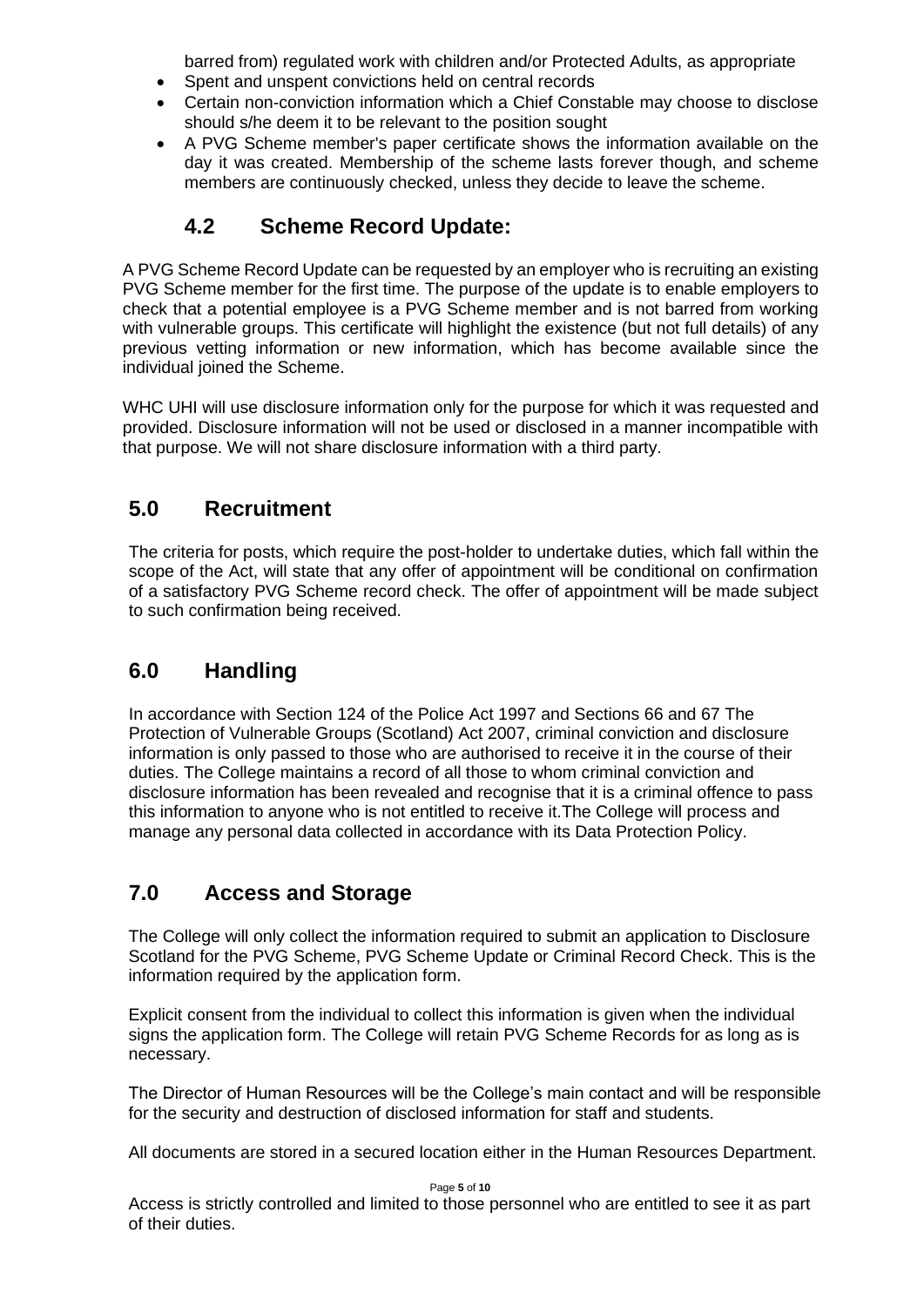barred from) regulated work with children and/or Protected Adults, as appropriate

- Spent and unspent convictions held on central records
- Certain non-conviction information which a Chief Constable may choose to disclose should s/he deem it to be relevant to the position sought
- A PVG Scheme member's paper certificate shows the information available on the day it was created. Membership of the scheme lasts forever though, and scheme members are continuously checked, unless they decide to leave the scheme.

### 4.2 Scheme Record Update:

A PVG Scheme Record Update can be requested by an employer who is recruiting an existing PVG Scheme member for the first time. The purpose of the update is to enable employers to check that a potential employee is a PVG Scheme member and is not barred from working with vulnerable groups. This certificate will highlight the existence (but not full details) of any previous vetting information or new information, which has become available since the individual joined the Scheme.

WHC UHI will use disclosure information only for the purpose for which it was requested and provided. Disclosure information will not be used or disclosed in a manner incompatible with that purpose. We will not share disclosure information with a third party.

## 5.0 Recruitment

The criteria for posts, which require the post-holder to undertake duties, which fall within the scope of the Act, will state that any offer of appointment will be conditional on confirmation of a satisfactory PVG Scheme record check. The offer of appointment will be made subject to such confirmation being received.

## 6.0 Handling

In accordance with Section 124 of the Police Act 1997 and Sections 66 and 67 The Protection of Vulnerable Groups (Scotland) Act 2007, criminal conviction and disclosure information is only passed to those who are authorised to receive it in the course of their duties. The College maintains a record of all those to whom criminal conviction and disclosure information has been revealed and recognise that it is a criminal offence to pass this information to anyone who is not entitled to receive it.The College will process and manage any personal data collected in accordance with its Data Protection Policy.

## 7.0 Access and Storage

The College will only collect the information required to submit an application to Disclosure Scotland for the PVG Scheme, PVG Scheme Update or Criminal Record Check. This is the information required by the application form.

Explicit consent from the individual to collect this information is given when the individual signs the application form. The College will retain PVG Scheme Records for as long as is necessary.

The Director of Human Resources will be the College's main contact and will be responsible for the security and destruction of disclosed information for staff and students.

All documents are stored in a secured location either in the Human Resources Department.

Access is strictly controlled and limited to those personnel who are entitled to see it as part of their duties.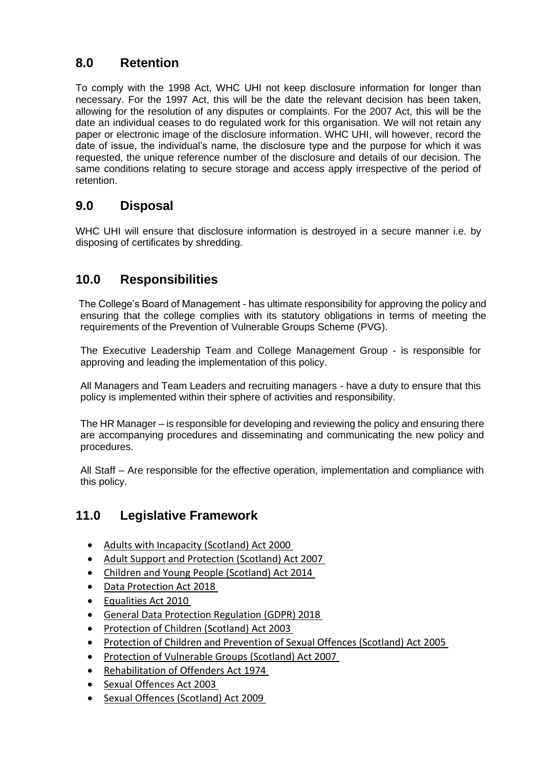## 8.0 Retention

To comply with the 1998 Act, WHC UHI not keep disclosure information for longer than necessary. For the 1997 Act, this will be the date the relevant decision has been taken, allowing for the resolution of any disputes or complaints. For the 2007 Act, this will be the date an individual ceases to do regulated work for this organisation. We will not retain any paper or electronic image of the disclosure information. WHC UHI, will however, record the date of issue, the individual's name, the disclosure type and the purpose for which it was requested, the unique reference number of the disclosure and details of our decision. The same conditions relating to secure storage and access apply irrespective of the period of retention.

## 9.0 Disposal

WHC UHI will ensure that disclosure information is destroyed in a secure manner i.e. by disposing of certificates by shredding.

## 10.0 Responsibilities

The College's Board of Management - has ultimate responsibility for approving the policy and ensuring that the college complies with its statutory obligations in terms of meeting the requirements of the Prevention of Vulnerable Groups Scheme (PVG).

The Executive Leadership Team and College Management Group - is responsible for approving and leading the implementation of this policy.

All Managers and Team Leaders and recruiting managers - have a duty to ensure that this policy is implemented within their sphere of activities and responsibility.

The HR Manager – is responsible for developing and reviewing the policy and ensuring there are accompanying procedures and disseminating and communicating the new policy and procedures.

All Staff – Are responsible for the effective operation, implementation and compliance with this policy.

## 11.0 Legislative Framework

- Adults with Incapacity (Scotland) Act 2000
- Adult Support and Protection (Scotland) Act 2007
- Children and Young People (Scotland) Act 2014
- Data Protection Act 2018
- Equalities Act 2010
- General Data Protection Regulation (GDPR) 2018
- Protection of Children (Scotland) Act 2003
- Protection of Children and Prevention of Sexual Offences (Scotland) Act 2005
- Protection of Vulnerable Groups (Scotland) Act 2007
- Rehabilitation of Offenders Act 1974
- Sexual Offences Act 2003
- Sexual Offences (Scotland) Act 2009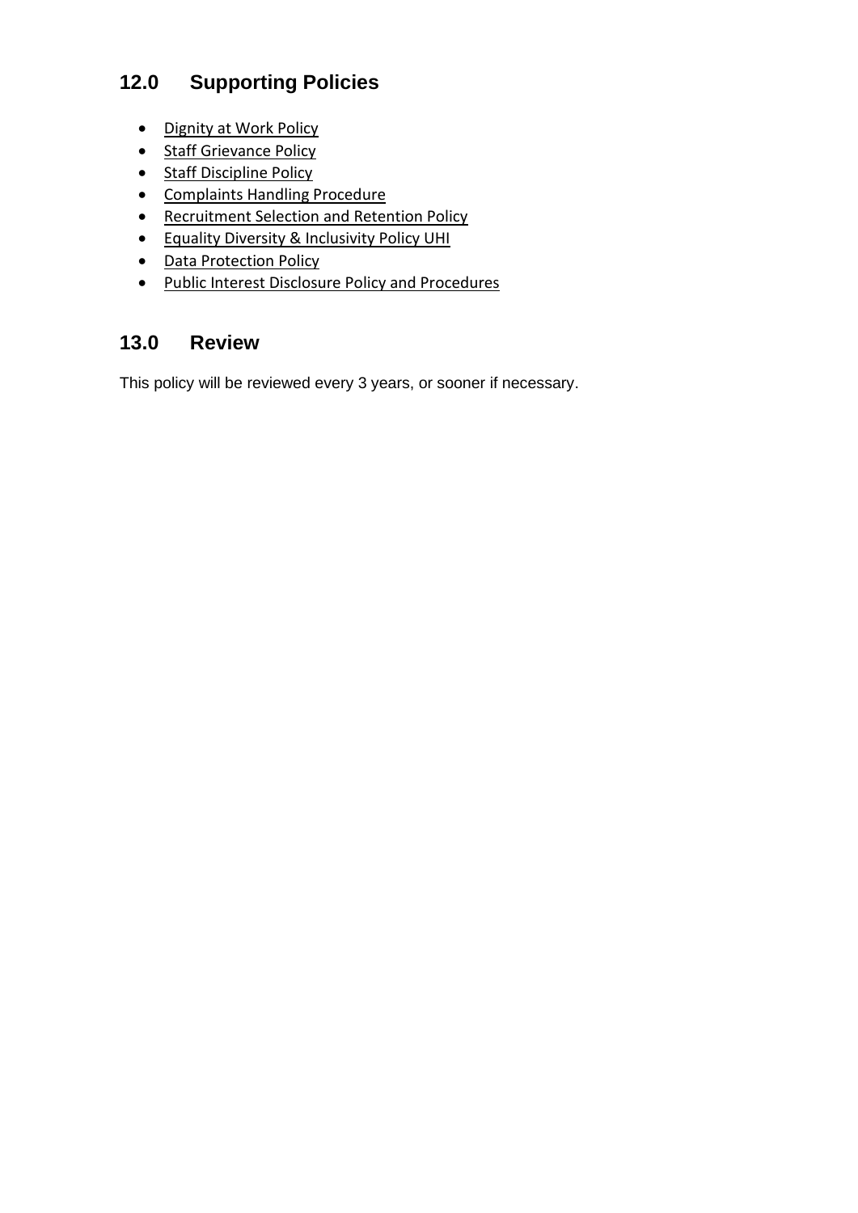## 12.0 Supporting Policies

- Dignity at Work Policy
- Staff Grievance Policy
- Staff Discipline Policy
- Complaints Handling Procedure
- Recruitment Selection and Retention Policy
- Equality Diversity & Inclusivity Policy UHI
- Data Protection Policy
- Public Interest Disclosure Policy and Procedures

## 13.0 Review

This policy will be reviewed every 3 years, or sooner if necessary.